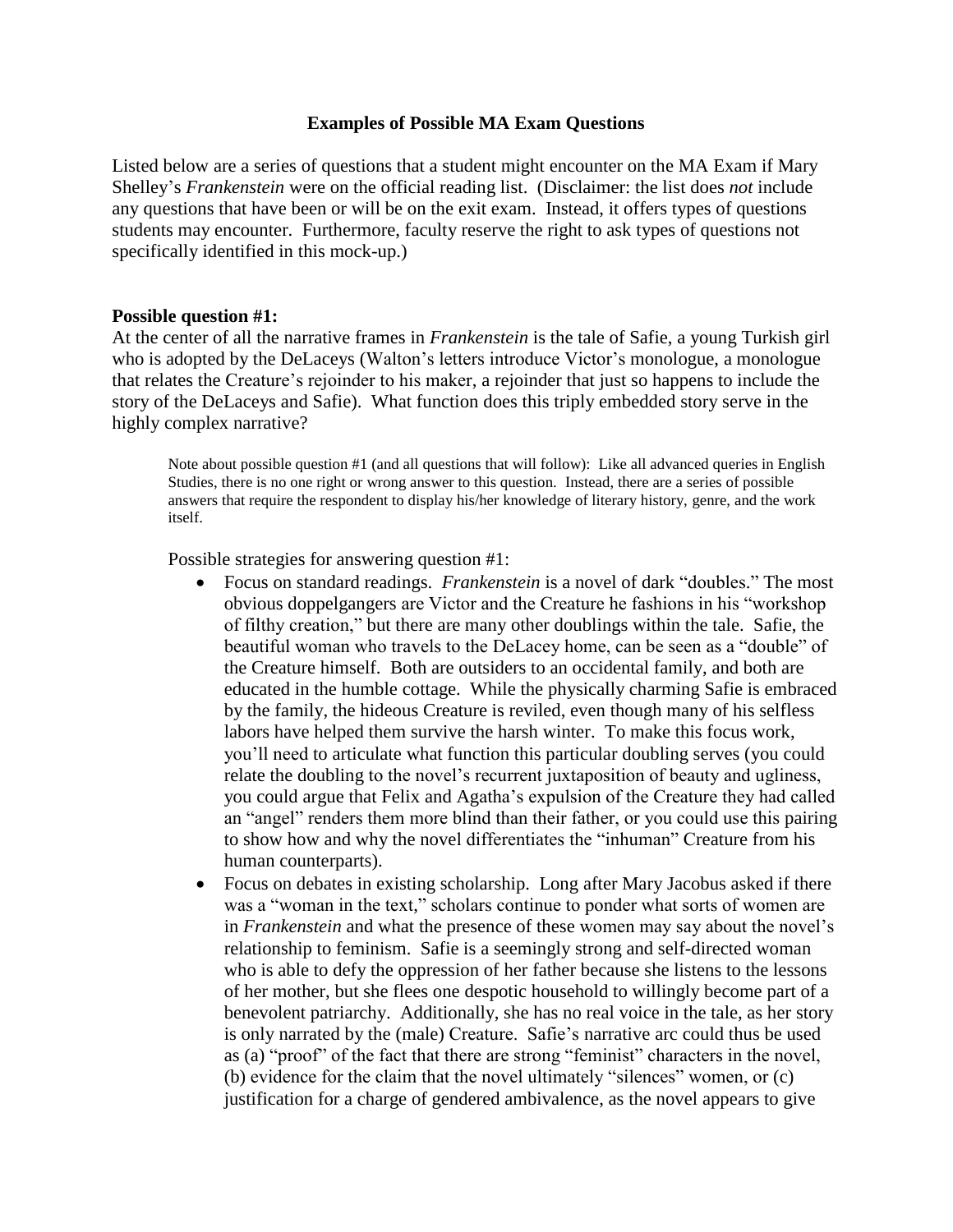# Examples of Possible MA Exam Questions

Listed below are a series of questions that a student might encounter on the MA Exam if Mary Shelley's *Frankenstein* were on the official reading list. (Disclaimer: the list does *not* include any questions that have been or will be on the exit exam. Instead, it offers types of questions students may encounter. Furthermore, faculty reserve the right to ask types of questions not specifically identified in this mock-up.)

**Possible question #1:**

At the center of all the narrative frames in *Frankenstein* is the tale of Safie, a young Turkish girl who is adopted by the DeLaceys (Walton's letters introduce Victor's monologue, a monologue that relates the Creature's rejoinder to his maker, a rejoinder that just so happens to include the story of the DeLaceys and Safie). What function does this triply embedded story serve in the highly complex narrative?

> Note about possible question #1 (and all questions that will follow): Like all advanced queries in English Studies, there is no one right or wrong answer to this question. Instead, there are a series of possible answers that require the respondent to display his/her knowledge of literary history, genre, and the work itself.

Possible strategies for answering question #1:

- Focus on standard readings. *Frankenstein* is a novel of dark "doubles." The most obvious doppelgangers are Victor and the Creature he fashions in his "workshop of filthy creation," but there are many other doublings within the tale. Safie, the beautiful woman who travels to the DeLacey home, can be seen as a "double" of the Creature himself. Both are outsiders to an occidental family, and both are educated in the humble cottage. While the physically charming Safie is embraced by the family, the hideous Creature is reviled, even though many of his selfless labors have helped them survive the harsh winter. To make this focus work, you'll need to articulate what function this particular doubling serves (you could relate the doubling to the novel's recurrent juxtaposition of beauty and ugliness, you could argue that Felix and Agatha's expulsion of the Creature they had called an "angel" renders them more blind than their father, or you could use this pairing to show how and why the novel differentiates the "inhuman" Creature from his human counterparts).
- Focus on debates in existing scholarship. Long after Mary Jacobus asked if there was a "woman in the text," scholars continue to ponder what sorts of women are in *Frankenstein* and what the presence of these women may say about the novel's relationship to feminism. Safie is a seemingly strong and self-directed woman who is able to defy the oppression of her father because she listens to the lessons of her mother, but she flees one despotic household to willingly become part of a benevolent patriarchy. Additionally, she has no real voice in the tale, as her story is only narrated by the (male) Creature. Safie's narrative arc could thus be used as (a) "proof" of the fact that there are strong "feminist" characters in the novel, (b) evidence for the claim that the novel ultimately "silences" women, or (c) justification for a charge of gendered ambivalence, as the novel appears to give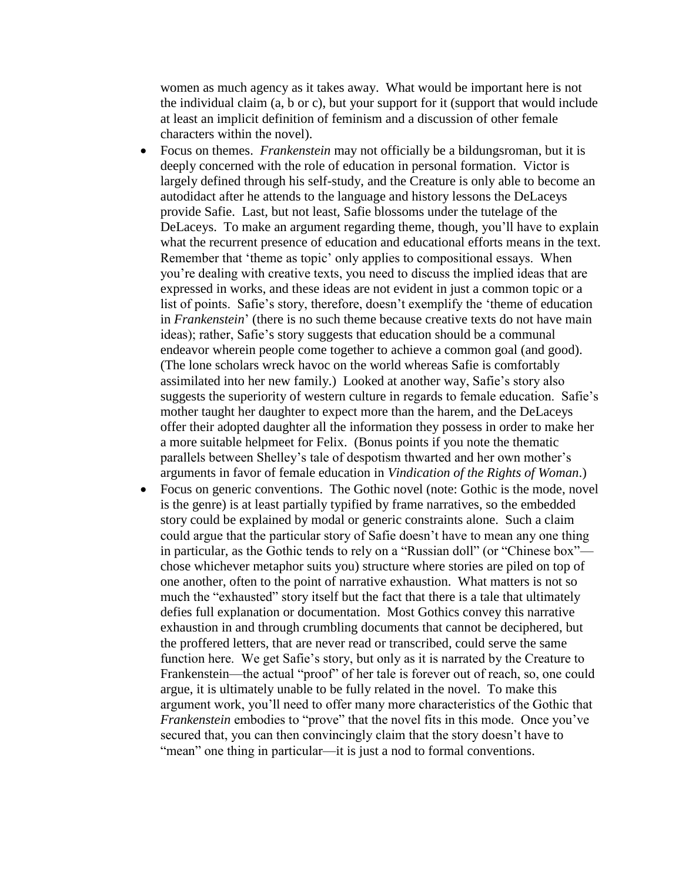women as much agency as it takes away. What would be important here is not the individual claim (a, b or c), but your support for it (support that would include at least an implicit definition of feminism and a discussion of other female characters within the novel).

- Focus on themes. *Frankenstein* may not officially be a bildungsroman, but it is deeply concerned with the role of education in personal formation. Victor is largely defined through his self-study, and the Creature is only able to become an autodidact after he attends to the language and history lessons the DeLaceys provide Safie. Last, but not least, Safie blossoms under the tutelage of the DeLaceys. To make an argument regarding theme, though, you'll have to explain what the recurrent presence of education and educational efforts means in the text. Remember that 'theme as topic' only applies to compositional essays. When you're dealing with creative texts, you need to discuss the implied ideas that are expressed in works, and these ideas are not evident in just a common topic or a list of points. Safie's story, therefore, doesn't exemplify the 'theme of education in *Frankenstein*' (there is no such theme because creative texts do not have main ideas); rather, Safie's story suggests that education should be a communal endeavor wherein people come together to achieve a common goal (and good). (The lone scholars wreck havoc on the world whereas Safie is comfortably assimilated into her new family.) Looked at another way, Safie's story also suggests the superiority of western culture in regards to female education. Safie's mother taught her daughter to expect more than the harem, and the DeLaceys offer their adopted daughter all the information they possess in order to make her a more suitable helpmeet for Felix. (Bonus points if you note the thematic parallels between Shelley's tale of despotism thwarted and her own mother's arguments in favor of female education in *Vindication of the Rights of Woman*.)
- Focus on generic conventions. The Gothic novel (note: Gothic is the mode, novel is the genre) is at least partially typified by frame narratives, so the embedded story could be explained by modal or generic constraints alone. Such a claim could argue that the particular story of Safie doesn't have to mean any one thing in particular, as the Gothic tends to rely on a "Russian doll" (or "Chinese box"—chose whichever metaphor suits you) structure where stories are piled on top of one another, often to the point of narrative exhaustion. What matters is not so much the "exhausted" story itself but the fact that there is a tale that ultimately defies full explanation or documentation. Most Gothics convey this narrative exhaustion in and through crumbling documents that cannot be deciphered, but the proffered letters, that are never read or transcribed, could serve the same function here. We get Safie's story, but only as it is narrated by the Creature to Frankenstein—the actual "proof" of her tale is forever out of reach, so, one could argue, it is ultimately unable to be fully related in the novel. To make this argument work, you'll need to offer many more characteristics of the Gothic that *Frankenstein* embodies to "prove" that the novel fits in this mode. Once you've secured that, you can then convincingly claim that the story doesn't have to "mean" one thing in particular—it is just a nod to formal conventions.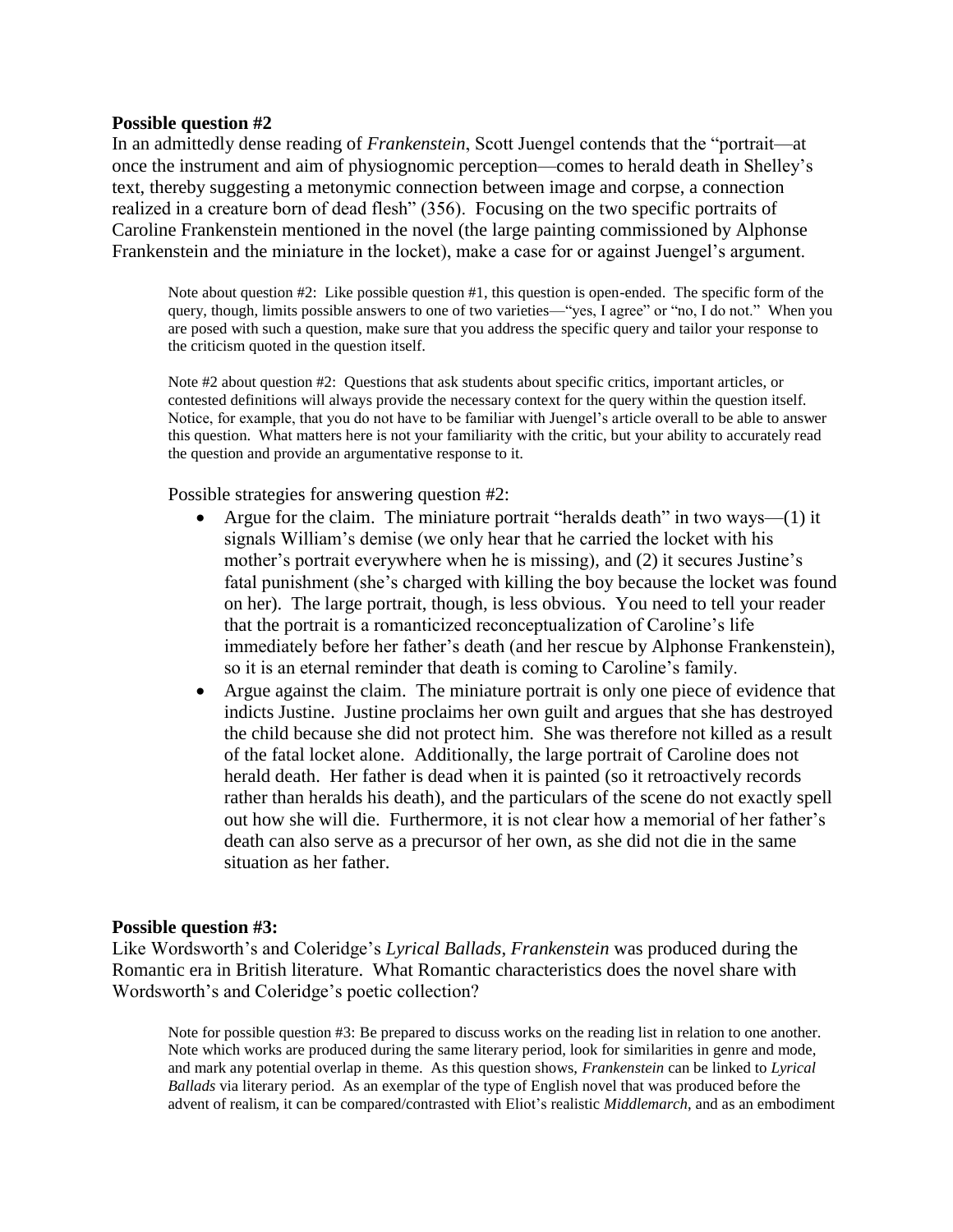**Possible question #2**

In an admittedly dense reading of *Frankenstein*, Scott Juengel contends that the "portrait—at once the instrument and aim of physiognomic perception—comes to herald death in Shelley's text, thereby suggesting a metonymic connection between image and corpse, a connection realized in a creature born of dead flesh" (356). Focusing on the two specific portraits of Caroline Frankenstein mentioned in the novel (the large painting commissioned by Alphonse Frankenstein and the miniature in the locket), make a case for or against Juengel's argument.

> Note about question #2: Like possible question #1, this question is open-ended. The specific form of the query, though, limits possible answers to one of two varieties—"yes, I agree" or "no, I do not." When you are posed with such a question, make sure that you address the specific query and tailor your response to the criticism quoted in the question itself.
>
> Note #2 about question #2: Questions that ask students about specific critics, important articles, or contested definitions will always provide the necessary context for the query within the question itself. Notice, for example, that you do not have to be familiar with Juengel's article overall to be able to answer this question. What matters here is not your familiarity with the critic, but your ability to accurately read the question and provide an argumentative response to it.

Possible strategies for answering question #2:

- Argue for the claim. The miniature portrait "heralds death" in two ways—(1) it signals William's demise (we only hear that he carried the locket with his mother's portrait everywhere when he is missing), and (2) it secures Justine's fatal punishment (she's charged with killing the boy because the locket was found on her). The large portrait, though, is less obvious. You need to tell your reader that the portrait is a romanticized reconceptualization of Caroline's life immediately before her father's death (and her rescue by Alphonse Frankenstein), so it is an eternal reminder that death is coming to Caroline's family.
- Argue against the claim. The miniature portrait is only one piece of evidence that indicts Justine. Justine proclaims her own guilt and argues that she has destroyed the child because she did not protect him. She was therefore not killed as a result of the fatal locket alone. Additionally, the large portrait of Caroline does not herald death. Her father is dead when it is painted (so it retroactively records rather than heralds his death), and the particulars of the scene do not exactly spell out how she will die. Furthermore, it is not clear how a memorial of her father's death can also serve as a precursor of her own, as she did not die in the same situation as her father.

**Possible question #3:**

Like Wordsworth's and Coleridge's *Lyrical Ballads*, *Frankenstein* was produced during the Romantic era in British literature. What Romantic characteristics does the novel share with Wordsworth's and Coleridge's poetic collection?

> Note for possible question #3: Be prepared to discuss works on the reading list in relation to one another. Note which works are produced during the same literary period, look for similarities in genre and mode, and mark any potential overlap in theme. As this question shows, *Frankenstein* can be linked to *Lyrical Ballads* via literary period. As an exemplar of the type of English novel that was produced before the advent of realism, it can be compared/contrasted with Eliot's realistic *Middlemarch*, and as an embodiment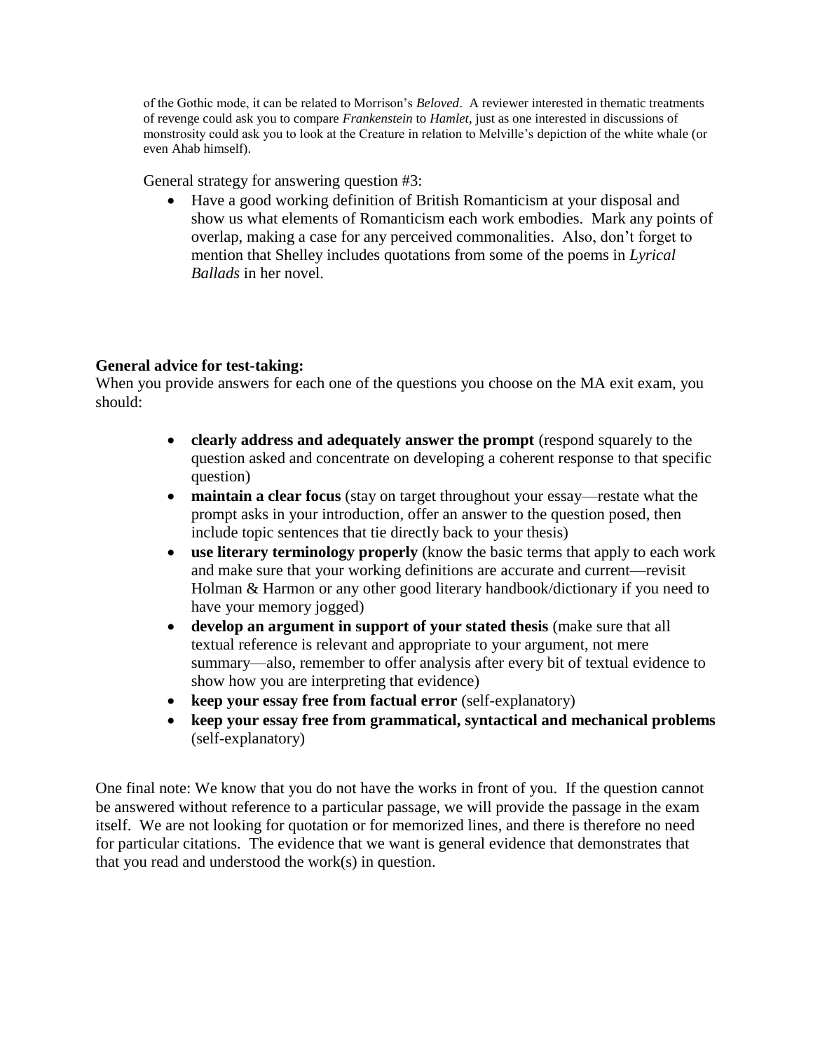of the Gothic mode, it can be related to Morrison's *Beloved*. A reviewer interested in thematic treatments of revenge could ask you to compare *Frankenstein* to *Hamlet*, just as one interested in discussions of monstrosity could ask you to look at the Creature in relation to Melville's depiction of the white whale (or even Ahab himself).

General strategy for answering question #3:

- Have a good working definition of British Romanticism at your disposal and show us what elements of Romanticism each work embodies. Mark any points of overlap, making a case for any perceived commonalities. Also, don't forget to mention that Shelley includes quotations from some of the poems in *Lyrical Ballads* in her novel.

**General advice for test-taking:**

When you provide answers for each one of the questions you choose on the MA exit exam, you should:

- **clearly address and adequately answer the prompt** (respond squarely to the question asked and concentrate on developing a coherent response to that specific question)
- **maintain a clear focus** (stay on target throughout your essay—restate what the prompt asks in your introduction, offer an answer to the question posed, then include topic sentences that tie directly back to your thesis)
- **use literary terminology properly** (know the basic terms that apply to each work and make sure that your working definitions are accurate and current—revisit Holman & Harmon or any other good literary handbook/dictionary if you need to have your memory jogged)
- **develop an argument in support of your stated thesis** (make sure that all textual reference is relevant and appropriate to your argument, not mere summary—also, remember to offer analysis after every bit of textual evidence to show how you are interpreting that evidence)
- **keep your essay free from factual error** (self-explanatory)
- **keep your essay free from grammatical, syntactical and mechanical problems** (self-explanatory)

One final note: We know that you do not have the works in front of you. If the question cannot be answered without reference to a particular passage, we will provide the passage in the exam itself. We are not looking for quotation or for memorized lines, and there is therefore no need for particular citations. The evidence that we want is general evidence that demonstrates that that you read and understood the work(s) in question.